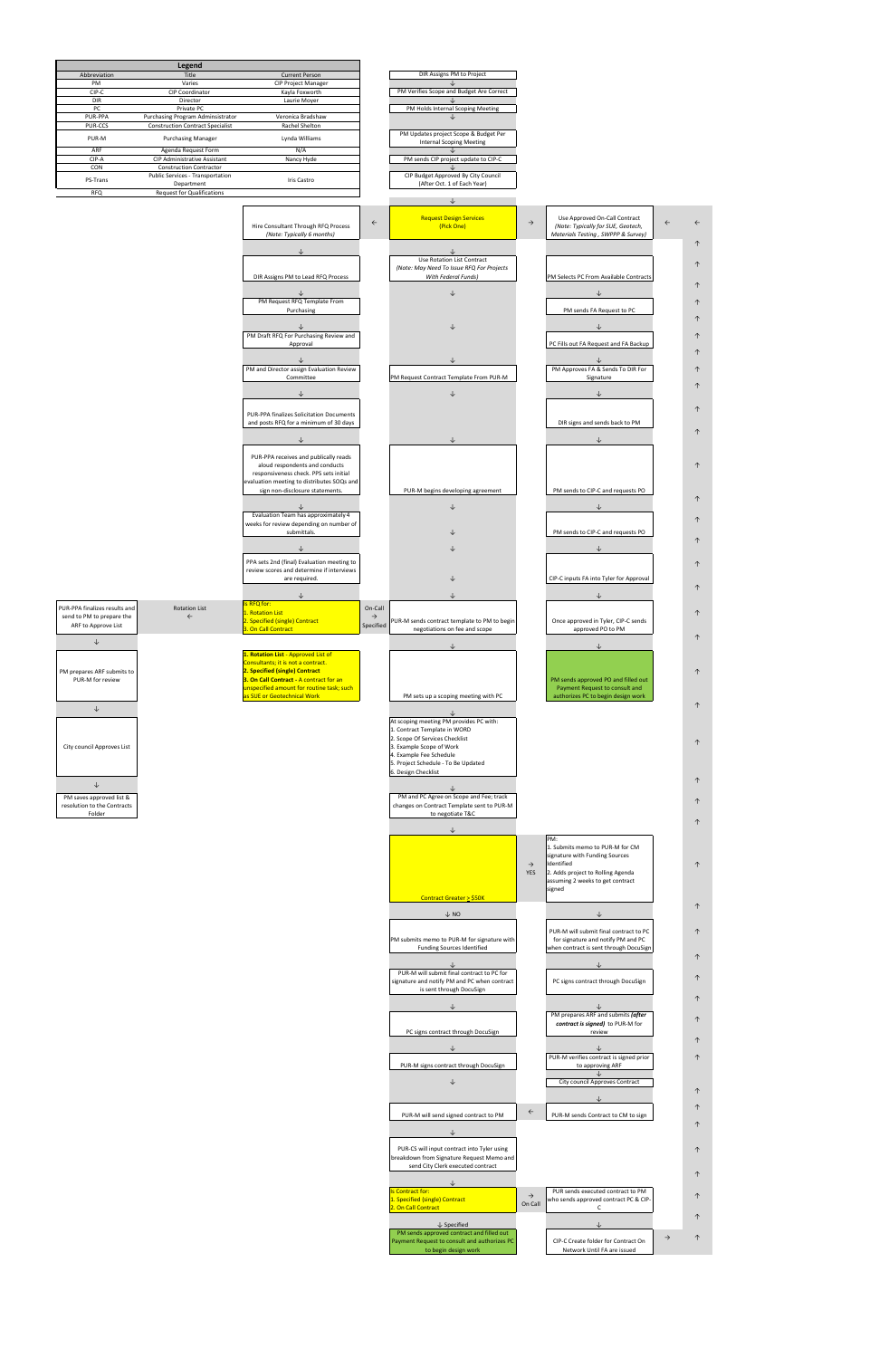## Legend

| Abbreviation | Title | Current Person |
|---|---|---|
| PM | Varies | CIP Project Manager |
| CIP-C | CIP Coordinator | Kayla Foxworth |
| DIR | Director | Laurie Moyer |
| PC | Private PC | |
| PUR-PPA | Purchasing Program Administrator | Veronica Bradshaw |
| PUR-CCS | Construction Contract Specialist | Rachel Shelton |
| PUR-M | Purchasing Manager | Lynda Williams |
| ARF | Agenda Request Form | N/A |
| CIP-A | CIP Administrative Assistant | Nancy Hyde |
| CON | Construction Contractor | |
| PS-Trans | Public Services - Transportation Department | Iris Castro |
| RFQ | Request for Qualifications | |

DIR Assigns PM to Project

↓

PM Verifies Scope and Budget Are Correct

↓

PM Holds Internal Scoping Meeting

↓

PM Updates project Scope & Budget Per Internal Scoping Meeting

↓

PM sends CIP project update to CIP-C

↓

CIP Budget Approved By City Council (After Oct. 1 of Each Year)

↓

**Request Design Services (Pick One)**

### Left branch (←): Hire Consultant Through RFQ Process (Note: Typically 6 months)

↓ DIR Assigns PM to Lead RFQ Process

↓ PM Request RFQ Template From Purchasing

↓ PM Draft RFQ For Purchasing Review and Approval

↓ PM and Director assign Evaluation Review Committee

↓ PUR-PPA finalizes Solicitation Documents and posts RFQ for a minimum of 30 days

↓ PUR-PPA receives and publically reads aloud respondents and conducts responsiveness check. PPS sets initial evaluation meeting to distributes SOQs and sign non-disclosure statements.

↓ Evaluation Team has approximately 4 weeks for review depending on number of submittals.

↓ PPA sets 2nd (final) Evaluation meeting to review scores and determine if interviews are required.

↓ **Is RFQ for:**
1. Rotation List
2. Specified (single) Contract
3. On Call Contract

- Rotation List (←): PUR-PPA finalizes results and send to PM to prepare the ARF to Approve List
  - ↓ PM prepares ARF submits to PUR-M for review
  - ↓ City council Approves List
  - ↓ PM saves approved list & resolution to the Contracts Folder
- On-Call / Specified (→): PUR-M sends contract template to PM to begin negotiations on fee and scope

**Definitions:**
1. **Rotation List** - Approved List of Consultants; it is not a contract.
2. **Specified (single) Contract**
3. **On Call Contract** - A contract for an unspecified amount for routine task; such as SUE or Geotechnical Work

### Center branch (↓): Use Rotation List Contract (Note: May Need To Issue RFQ For Projects With Federal Funds)

↓ PM Request Contract Template From PUR-M

↓ PUR-M begins developing agreement

↓ PUR-M sends contract template to PM to begin negotiations on fee and scope

↓ PM sets up a scoping meeting with PC

↓ At scoping meeting PM provides PC with:
1. Contract Template in WORD
2. Scope Of Services Checklist
3. Example Scope of Work
4. Example Fee Schedule
5. Project Schedule - To Be Updated
6. Design Checklist

↓ PM and PC Agree on Scope and Fee; track changes on Contract Template sent to PUR-M to negotiate T&C

↓ **Contract Greater ≥ $50K**

- YES (→): PM:
  1. Submits memo to PUR-M for CM signature with Funding Sources identified
  2. Adds project to Rolling Agenda assuming 2 weeks to get contract signed
  - ↓ PUR-M will submit final contract to PC for signature and notify PM and PC when contract is sent through DocuSign
  - ↓ PC signs contract through DocuSign
  - ↓ PM prepares ARF and submits (*after contract is signed*) to PUR-M for review
  - ↓ PUR-M verifies contract is signed prior to approving ARF
  - ↓ City council Approves Contract
  - ↓ PUR-M sends Contract to CM to sign
  - ← PUR-M will send signed contract to PM
- NO (↓): PM submits memo to PUR-M for signature with Funding Sources Identified
  - ↓ PUR-M will submit final contract to PC for signature and notify PM and PC when contract is sent through DocuSign
  - ↓ PC signs contract through DocuSign
  - ↓ PUR-M signs contract through DocuSign
  - ↓ PUR-M will send signed contract to PM

↓ PUR-CS will input contract into Tyler using breakdown from Signature Request Memo and send City Clerk executed contract

↓ **Is Contract for:**
1. Specified (single) Contract
2. On Call Contract

- Specified (↓): **PM sends approved contract and filled out Payment Request to consult and authorizes PC to begin design work**
- On Call (→): PUR sends executed contract to PM who sends approved contract PC & CIP-C
  - ↓ CIP-C Create folder for Contract On Network Until FA are issued → (returns to Use Approved On-Call Contract)

### Right branch (→): Use Approved On-Call Contract (Note: Typically for SUE, Geotech, Materials Testing , SWPPP & Survey)

↓ PM Selects PC From Available Contracts

↓ PM sends FA Request to PC

↓ PC Fills out FA Request and FA Backup

↓ PM Approves FA & Sends To DIR For Signature

↓ DIR signs and sends back to PM

↓ PM sends to CIP-C and requests PO

↓ PM sends to CIP-C and requests PO

↓ CIP-C inputs FA into Tyler for Approval

↓ Once approved in Tyler, CIP-C sends approved PO to PM

↓ **PM sends approved PO and filled out Payment Request to consult and authorizes PC to begin design work**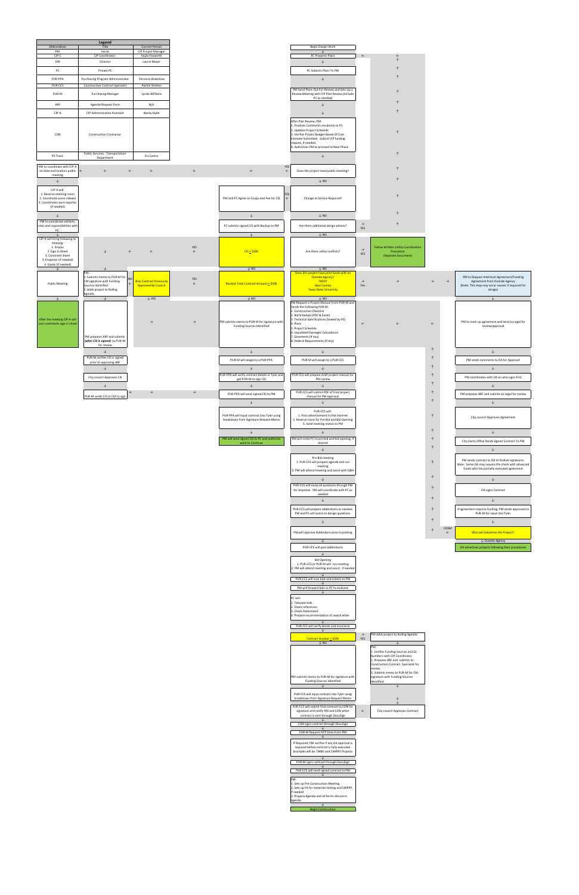## Legend

| Abbreviation | Title | Current Person |
|---|---|---|
| PM | Varies | CIP Project Manager |
| CIP-C | CIP Coordinator | Kayla Foxworth |
| DIR | Director | Laurie Moyer |
| PC | Private PC | |
| PUR-PPA | Purchasing Program Administrator | Veronica Bradshaw |
| PUR-CCS | Construction Contract Specialist | Rachel Shelton |
| PUR-M | Purchasing Manager | Lynda Williams |
| ARF | Agenda Request Form | N/A |
| CIP-A | CIP Administrative Assistant | Nancy Hyde |
| CON | Construction Contractor | |
| PS-Trans | Public Services - Transportation Department | Iris Castro |

Begin Design Work

↓

PC Prepares Plans

↓

PC Submits Plans To PM

↓

PM Send Plans Out For Review and Sets Up a Review Meeting with CIP Plan Review (Include PC as needed)

↓

After Plan Review, PM:
1. Finalize Comments resubmits to PC
2. Updates Project Schedule
3. Verifies Project Budget Based Of Cost Estimate Submitted. Submit CIP funding request, if needed.
4. Authorizes PM to proceed to Next Phase

↓

Does the project need public meeting? — YES → PM to coordinate with CIP-A on date and location public meeting

↓ NO

Change In Service Required? — YES → PM and PC Agree on Scope and Fee for CIS

↓ NO

Are there additional design phases? — YES → (return to PC Prepares Plans)

↓ NO

Are there utility conflicts? — YES → Follow Written Utility Coordination Procedure (Separate Document)

↓ NO

Does this project have joint funds with an Outside Agency?
TXDOT
Hays County
Texas State University

Yes → PM to Request Interlocal Agreement/Funding Agreement from Outside Agency (Note: This step may occur sooner if required for design)

↓ NO

PM Request a Project Manual From PUR-M and Sends the Following PUR-M:
1. Construction Checklist
2. Bid Schedule (PDF & Excel)
3. Technical Specifications (Sealed by PE)
4. Plans
5. Project Schedule
6. Liquidated Damages Calculations
7. Easements (If any)
8. Federal Requirements (If any)

↓

PUR-M will assign to a PUR-CCS

↓

PUR-CCS will prepare draft project manual for PM review

↓

PUR-CCS will submit PDF of Final project manual for PM approval

↓

PUR-CCS will:
1. Post advertisement to the Internet
2. Reserve room for Pre-Bid and Bid Opening
3. Send meeting invites to PM

↓

PM will invite PC to pre-bid and bid opening; if desired

↓

Pre-Bid meeting
1. PUR-CCS will prepare agenda and run meeting
2. PM will attend meeting and assist with Q&A

↓

PUR-CCS will route all questions through PM for response. PM will coordinate with PC as needed

↓

PUR-CCS will prepare addendums as needed. PM and PC will assist on design questions

↓

PM will approve Addendum prior to posting

↓

PUR-CCS will post addendums

↓

Bid Opening
1. PUR-CCS or PUR-M will run meeting
2. PM will attend meeting and assist, if needed

↓

PUR-CCS will scan bids and submit to PM

↓

PM will forward bids to PC to evaluate

↓

PC will:
1. Tabulate bids
2. Check references
3. Check Debarment
4. Prepare recommendation of award letter

↓

PUR-CCS will verify bonds and insurance

↓

Contract Greater ≥ $50K — YES → PM Adds project to Rolling Agenda

↓

PM:
1. Verifies Funding Sources and GL Numbers with CIP Coordinator
2. Prepares ARF and submits to Construction Contract Specialist for review
3. Submits memo to PUR-M for CM signature with Funding Sources identified

↓

City council Approves Contract → PUR-CCS will submit final contract to CON for signature and notify PM and CON when contract is sent through DocuSign

↓ NO

PM submits memo to PUR-M for signature with Funding Sources Identified

↓

PUR-CCS will input contract into Tyler using breakdown from Signature Request Memo

↓

PUR-CCS will submit final contract to CON for signature and notify PM and CON when contract is sent through DocuSign

↓

CON signs contract through DocuSign

↓

PUR-M Request NTP Date From PM

↓

If Required, PM verifies if any OA approval is required before contract is fully executed. Examples will be TXDOT and CAMPO Projects

↓

PUR-M signs contract through DocuSign

↓

PUR-CCS will send signed contract to PM

↓

PM:
1. Sets up Pre-Construction Meeting
2. Sets up FA for materials testing and SWPPP, if needed
3. Prepare Agenda and all forms discuss in Agenda

↓

Begin Construction

---

**Public meeting branch:**

PM to coordinate with CIP-A on date and location public meeting

↓

CIP-A will:
1. Reserve meeting room
2. Coordinate press release
3. Coordinate court reporter (if needed)

↓

PM to coordinate exhibits, roles and responsibilities with PC

↓

CIP-A will bring following to meeting:
1. Snacks
2. Sign In Sheet
3. Comment Sheet
3. Projector (if needed)
4. Easels (if needed)

↓

Public Meeting

↓

After the meeting CIP-A will scan comments sign in sheet

---

**Change in Service branch:**

PM and PC Agree on Scope and Fee for CIS

↓

PC submits signed CIS with Backup to PM

↓

CIS ≥ $50K — YES → Was Contract Previously Approved By Council

↓ NO

Revised Total Contract Amount ≥ $50K — YES → Was Contract Previously Approved By Council

↓ NO

PM submits memo to PUR-M for signature with Funding Sources Identified

↓

PUR-M will assign to a PUR-PPA

↓

PUR-PPA will verify contract details in Tyler and get PUR-M to sign CIS

↓

PUR-PPA will send signed CIS to PM

↓

PUR-PPA will input contract into Tyler using breakdown from Signature Request Memo

↓

PM will send signed CIS to PC and authorize work to Continue

Was Contract Previously Approved By Council — NO →

PM:
1. Submits memo to PUR-M for CM signature with Funding Sources Identified
2. Adds project to Rolling Agenda

PM prepares ARF and submits *(after CIS is signed)* to PUR-M for review

↓

PUR-M verifies CIS is signed prior to approving ARF

↓

City council Approves CIS

↓

PUR-M sends CIS to CM to sign → PUR-PPA will send signed CIS to PM

Was Contract Previously Approved By Council — YES → PM submits memo to PUR-M for signature with Funding Sources Identified

---

**Outside Agency branch:**

PM to Request Interlocal Agreement/Funding Agreement from Outside Agency (Note: This step may occur sooner if required for design)

↓

PM to mark up agreement and send to Legal for review/approval

↓

PM sends comments to OA for Approval

↓

PM coordinates with OA on who signs first

↓

PM prepares ARF and submits to Legal for review

↓

City council Approves Agreement

↓

City Clerks Office Sends Signed Contract To PM

↓

PM sends contract to OA to finalize signatures. Note: Some OA may require the check with advanced funds with the partially executed agreement

↓

OA signs Contract

↓

If agreement requires funding, PM sends approved to PUR-M for input into Tyler

↓

Who will Advertise the Project? — COSM → (return to PM Request a Project Manual From PUR-M)

↓ Outside Agency

OA advertises projects following their procedures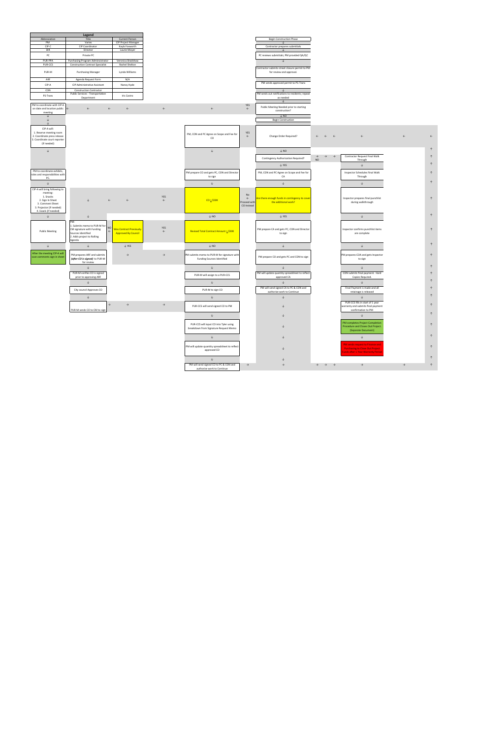| Legend | | |
|---|---|---|
| Abbreviation | Title | Current Person |
| PM | Varies | CIP Project Manager |
| CIP-C | CIP Coordinator | Kayla Foxworth |
| DIR | Director | Laurie Moyer |
| PC | Private PC | |
| PUR-PPA | Purchasing Program Administrator | Veronica Bradshaw |
| PUR-CCS | Construction Contract Specialist | Rachel Shelton |
| PUR-M | Purchasing Manager | Lynda Williams |
| ARF | Agenda Request Form | N/A |
| CIP-A | CIP Administrative Assistant | Nancy Hyde |
| CON | Construction Contractor | |
| PS-Trans | Public Services - Transportation Department | Iris Castro |

Begin Construction Phase

Contractor prepares submittals

PC reviews submittals; PM provided QA/QC

Contractor submits street closure permit to PM for review and approval.

PM sends approved permit to PS-Trans

PM sends out notifications to residents; repeat as needed

Public Meeting Needed prior to starting construction?

- YES → PM to coordinate with CIP-A on date and location public meeting
- NO → Begin Construction

PM to coordinate with CIP-A on date and location public meeting

CIP-A will:
1. Reserve meeting room
2. Coordinate press release
3. Coordinate court reporter (if needed)

PM to coordinate exhibits, roles and responsibilities with PC.

CIP-A will bring following to meeting:
1. Snacks
2. Sign In Sheet
3. Comment Sheet
3. Projector (if needed)
4. Easels (if needed)

Public Meeting

After the meeting CIP-A will scan comments sign in sheet

Begin Construction

Change Order Required?

- YES → PM, CON and PC Agree on Scope and Fee for CO
- NO → Contractor Request Final Walk Through

Contractor Request Final Walk Through

Inspector Schedules Final Walk Through

Inspector prepares final punchlist during walkthrough

Inspector confirms punchlist items are complete

PM prepares COA and gets Inspector to sign

CON submits final payment. Hard Copies Required.

Final Payment is made and all retainage is released

PUR-CCS fills in start of 1 year warranty and submits final payment confirmation to PM

PM completes Project Completion Procedure and Closes Out Project. (Separate Document)

PM sends request to Finance and Purchasing to Close Out Project Funds after 1 Year Warranty Period

Contingency Authorization Required?

- NO → Contractor Request Final Walk Through
- YES → PM, CON and PC Agree on Scope and Fee for CA

PM, CON and PC Agree on Scope and Fee for CA

Are there enough funds in contingency to cover the additional work?

- No → Proceed with CO Instead
- YES → PM prepare CA and gets PC, CON and Director to sign

PM prepare CA and gets PC, CON and Director to sign

PM prepare CO and gets PC and CON to sign

PM will update quantity spreadsheet to reflect approved CA

PM will send signed CA to PC & CON and authorize work to Continue

PM, CON and PC Agree on Scope and Fee for CO

PM prepare CO and gets PC, CON and Director to sign

CO ≥ $50K

- NO → Revised Total Contract Amount ≥ $50K
- YES → PM: 1. Submits memo to PUR-M for CM signature with Funding Sources Identified 2. Adds project to Rolling Agenda

Revised Total Contract Amount ≥ $50K

- YES → Was Contract Previously Approved By Council
- NO → PM submits memo to PUR-M for signature with Funding Sources Identified

Was Contract Previously Approved By Council

- NO → PM: 1. Submits memo to PUR-M for CM signature with Funding Sources Identified 2. Adds project to Rolling Agenda
- YES → PM submits memo to PUR-M for signature with Funding Sources Identified

PM:
1. Submits memo to PUR-M for CM signature with Funding Sources Identified
2. Adds project to Rolling Agenda

PM prepares ARF and submits ***(after CO is signed)*** to PUR-M for review

PUR-M verifies CO is signed prior to approving ARF

City council Approves CO

PUR-M sends CO to CM to sign

PM submits memo to PUR-M for signature with Funding Sources Identified

PUR-M will assign to a PUR-CCS

PUR-M to sign CO

PUR-CCS will send signed CO to PM

PUR-CCS will input CO into Tyler using breakdown from Signature Request Memo

PM will update quantity spreadsheet to reflect approved CO

PM will send signed CO to PC & CON and authorize work to Continue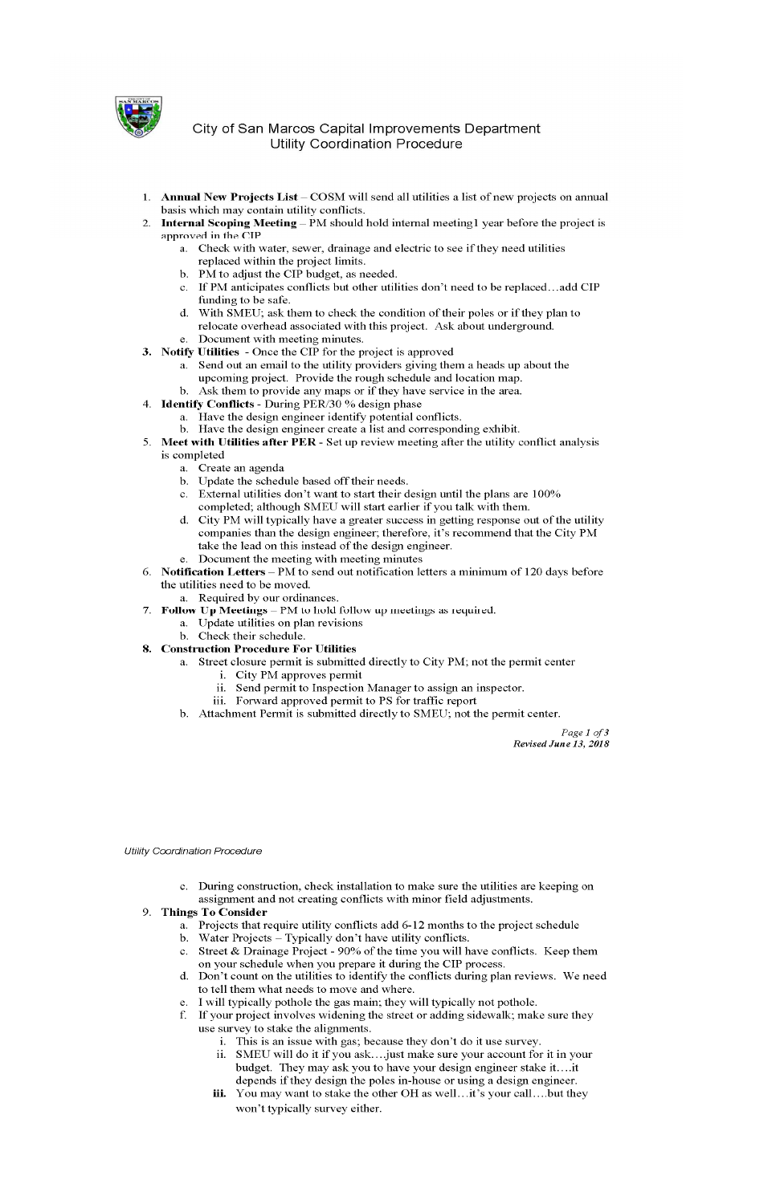# City of San Marcos Capital Improvements Department
## Utility Coordination Procedure

1. **Annual New Projects List** – COSM will send all utilities a list of new projects on annual basis which may contain utility conflicts.
2. **Internal Scoping Meeting** – PM should hold internal meeting1 year before the project is approved in the CIP
   a. Check with water, sewer, drainage and electric to see if they need utilities replaced within the project limits.
   b. PM to adjust the CIP budget, as needed.
   c. If PM anticipates conflicts but other utilities don't need to be replaced…add CIP funding to be safe.
   d. With SMEU; ask them to check the condition of their poles or if they plan to relocate overhead associated with this project. Ask about underground.
   e. Document with meeting minutes.
3. **Notify Utilities** - Once the CIP for the project is approved
   a. Send out an email to the utility providers giving them a heads up about the upcoming project. Provide the rough schedule and location map.
   b. Ask them to provide any maps or if they have service in the area.
4. **Identify Conflicts** - During PER/30 % design phase
   a. Have the design engineer identify potential conflicts.
   b. Have the design engineer create a list and corresponding exhibit.
5. **Meet with Utilities after PER** - Set up review meeting after the utility conflict analysis is completed
   a. Create an agenda
   b. Update the schedule based off their needs.
   c. External utilities don't want to start their design until the plans are 100% completed; although SMEU will start earlier if you talk with them.
   d. City PM will typically have a greater success in getting response out of the utility companies than the design engineer; therefore, it's recommend that the City PM take the lead on this instead of the design engineer.
   e. Document the meeting with meeting minutes
6. **Notification Letters** – PM to send out notification letters a minimum of 120 days before the utilities need to be moved.
   a. Required by our ordinances.
7. **Follow Up Meetings** – PM to hold follow up meetings as required.
   a. Update utilities on plan revisions
   b. Check their schedule.
8. **Construction Procedure For Utilities**
   a. Street closure permit is submitted directly to City PM; not the permit center
      i. City PM approves permit
      ii. Send permit to Inspection Manager to assign an inspector.
      iii. Forward approved permit to PS for traffic report
   b. Attachment Permit is submitted directly to SMEU; not the permit center.

*Revised June 13, 2018*

   c. During construction, check installation to make sure the utilities are keeping on assignment and not creating conflicts with minor field adjustments.
9. **Things To Consider**
   a. Projects that require utility conflicts add 6-12 months to the project schedule
   b. Water Projects – Typically don't have utility conflicts.
   c. Street & Drainage Project - 90% of the time you will have conflicts. Keep them on your schedule when you prepare it during the CIP process.
   d. Don't count on the utilities to identify the conflicts during plan reviews. We need to tell them what needs to move and where.
   e. I will typically pothole the gas main; they will typically not pothole.
   f. If your project involves widening the street or adding sidewalk; make sure they use survey to stake the alignments.
      i. This is an issue with gas; because they don't do it use survey.
      ii. SMEU will do it if you ask….just make sure your account for it in your budget. They may ask you to have your design engineer stake it….it depends if they design the poles in-house or using a design engineer.
      **iii.** You may want to stake the other OH as well…it's your call….but they won't typically survey either.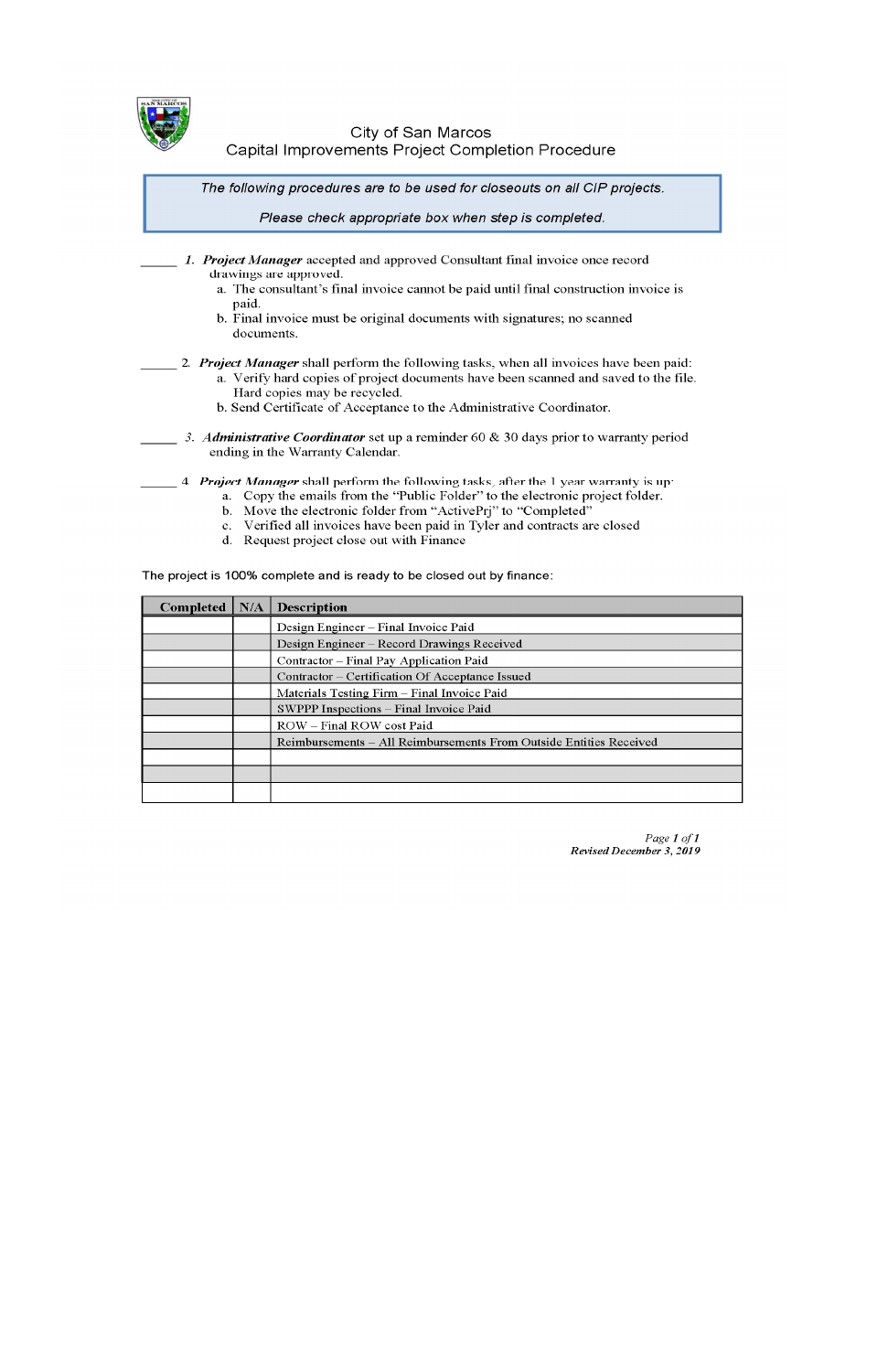# City of San Marcos
## Capital Improvements Project Completion Procedure

*The following procedures are to be used for closeouts on all CIP projects.*

*Please check appropriate box when step is completed.*

_____ 1. ***Project Manager*** accepted and approved Consultant final invoice once record drawings are approved.
   a. The consultant's final invoice cannot be paid until final construction invoice is paid.
   b. Final invoice must be original documents with signatures; no scanned documents.

_____ 2. ***Project Manager*** shall perform the following tasks, when all invoices have been paid:
   a. Verify hard copies of project documents have been scanned and saved to the file. Hard copies may be recycled.
   b. Send Certificate of Acceptance to the Administrative Coordinator.

_____ 3. ***Administrative Coordinator*** set up a reminder 60 & 30 days prior to warranty period ending in the Warranty Calendar.

_____ 4. ***Project Manager*** shall perform the following tasks, after the 1 year warranty is up:
   a. Copy the emails from the "Public Folder" to the electronic project folder.
   b. Move the electronic folder from "ActivePrj" to "Completed"
   c. Verified all invoices have been paid in Tyler and contracts are closed
   d. Request project close out with Finance

The project is 100% complete and is ready to be closed out by finance:

| Completed | N/A | Description |
|---|---|---|
| | | Design Engineer – Final Invoice Paid |
| | | Design Engineer – Record Drawings Received |
| | | Contractor – Final Pay Application Paid |
| | | Contractor – Certification Of Acceptance Issued |
| | | Materials Testing Firm – Final Invoice Paid |
| | | SWPPP Inspections – Final Invoice Paid |
| | | ROW – Final ROW cost Paid |
| | | Reimbursements – All Reimbursements From Outside Entities Received |
| | | |
| | | |
| | | |

*Revised December 3, 2019*